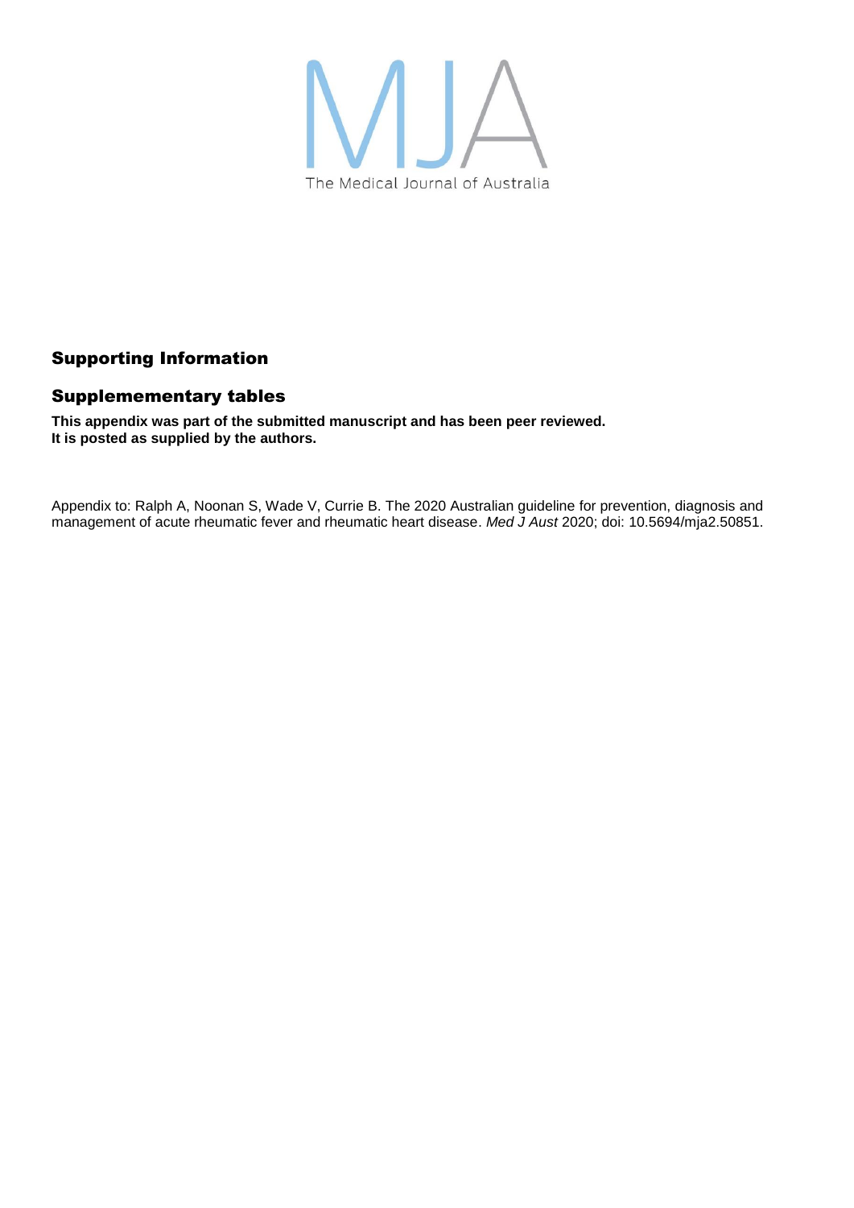MJA

The Medical Journal of Australia

## Supporting Information

## Suppleme­mentary tables

**This appendix was part of the submitted manuscript and has been peer reviewed.**
**It is posted as supplied by the authors.**

Appendix to: Ralph A, Noonan S, Wade V, Currie B. The 2020 Australian guideline for prevention, diagnosis and management of acute rheumatic fever and rheumatic heart disease. *Med J Aust* 2020; doi: 10.5694/mja2.50851.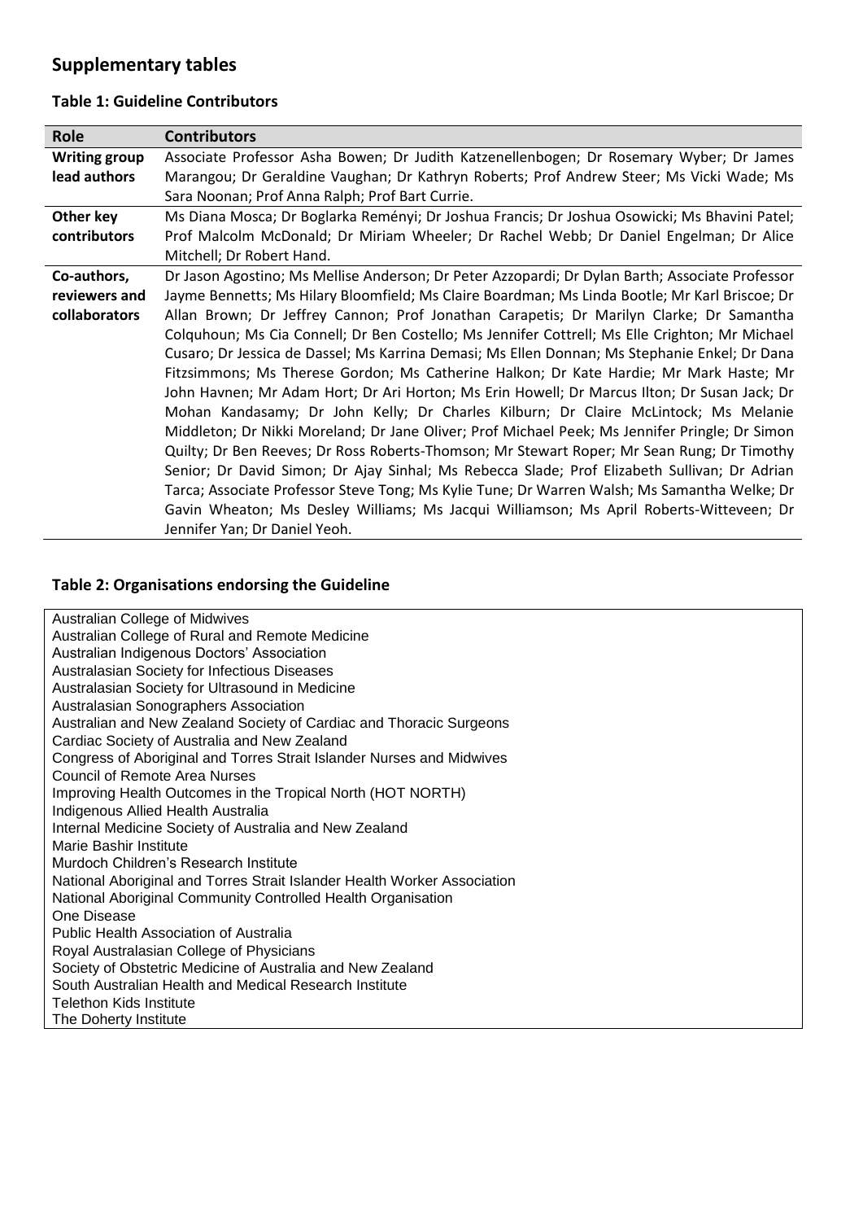## Supplementary tables

### Table 1: Guideline Contributors

| Role | Contributors |
|---|---|
| **Writing group lead authors** | Associate Professor Asha Bowen; Dr Judith Katzenellenbogen; Dr Rosemary Wyber; Dr James Marangou; Dr Geraldine Vaughan; Dr Kathryn Roberts; Prof Andrew Steer; Ms Vicki Wade; Ms Sara Noonan; Prof Anna Ralph; Prof Bart Currie. |
| **Other key contributors** | Ms Diana Mosca; Dr Boglarka Reményi; Dr Joshua Francis; Dr Joshua Osowicki; Ms Bhavini Patel; Prof Malcolm McDonald; Dr Miriam Wheeler; Dr Rachel Webb; Dr Daniel Engelman; Dr Alice Mitchell; Dr Robert Hand. |
| **Co-authors, reviewers and collaborators** | Dr Jason Agostino; Ms Mellise Anderson; Dr Peter Azzopardi; Dr Dylan Barth; Associate Professor Jayme Bennetts; Ms Hilary Bloomfield; Ms Claire Boardman; Ms Linda Bootle; Mr Karl Briscoe; Dr Allan Brown; Dr Jeffrey Cannon; Prof Jonathan Carapetis; Dr Marilyn Clarke; Dr Samantha Colquhoun; Ms Cia Connell; Dr Ben Costello; Ms Jennifer Cottrell; Ms Elle Crighton; Mr Michael Cusaro; Dr Jessica de Dassel; Ms Karrina Demasi; Ms Ellen Donnan; Ms Stephanie Enkel; Dr Dana Fitzsimmons; Ms Therese Gordon; Ms Catherine Halkon; Dr Kate Hardie; Mr Mark Haste; Mr John Havnen; Mr Adam Hort; Dr Ari Horton; Ms Erin Howell; Dr Marcus Ilton; Dr Susan Jack; Dr Mohan Kandasamy; Dr John Kelly; Dr Charles Kilburn; Dr Claire McLintock; Ms Melanie Middleton; Dr Nikki Moreland; Dr Jane Oliver; Prof Michael Peek; Ms Jennifer Pringle; Dr Simon Quilty; Dr Ben Reeves; Dr Ross Roberts-Thomson; Mr Stewart Roper; Mr Sean Rung; Dr Timothy Senior; Dr David Simon; Dr Ajay Sinhal; Ms Rebecca Slade; Prof Elizabeth Sullivan; Dr Adrian Tarca; Associate Professor Steve Tong; Ms Kylie Tune; Dr Warren Walsh; Ms Samantha Welke; Dr Gavin Wheaton; Ms Desley Williams; Ms Jacqui Williamson; Ms April Roberts-Witteveen; Dr Jennifer Yan; Dr Daniel Yeoh. |

### Table 2: Organisations endorsing the Guideline

| Organisation |
|---|
| Australian College of Midwives |
| Australian College of Rural and Remote Medicine |
| Australian Indigenous Doctors' Association |
| Australasian Society for Infectious Diseases |
| Australasian Society for Ultrasound in Medicine |
| Australasian Sonographers Association |
| Australian and New Zealand Society of Cardiac and Thoracic Surgeons |
| Cardiac Society of Australia and New Zealand |
| Congress of Aboriginal and Torres Strait Islander Nurses and Midwives |
| Council of Remote Area Nurses |
| Improving Health Outcomes in the Tropical North (HOT NORTH) |
| Indigenous Allied Health Australia |
| Internal Medicine Society of Australia and New Zealand |
| Marie Bashir Institute |
| Murdoch Children's Research Institute |
| National Aboriginal and Torres Strait Islander Health Worker Association |
| National Aboriginal Community Controlled Health Organisation |
| One Disease |
| Public Health Association of Australia |
| Royal Australasian College of Physicians |
| Society of Obstetric Medicine of Australia and New Zealand |
| South Australian Health and Medical Research Institute |
| Telethon Kids Institute |
| The Doherty Institute |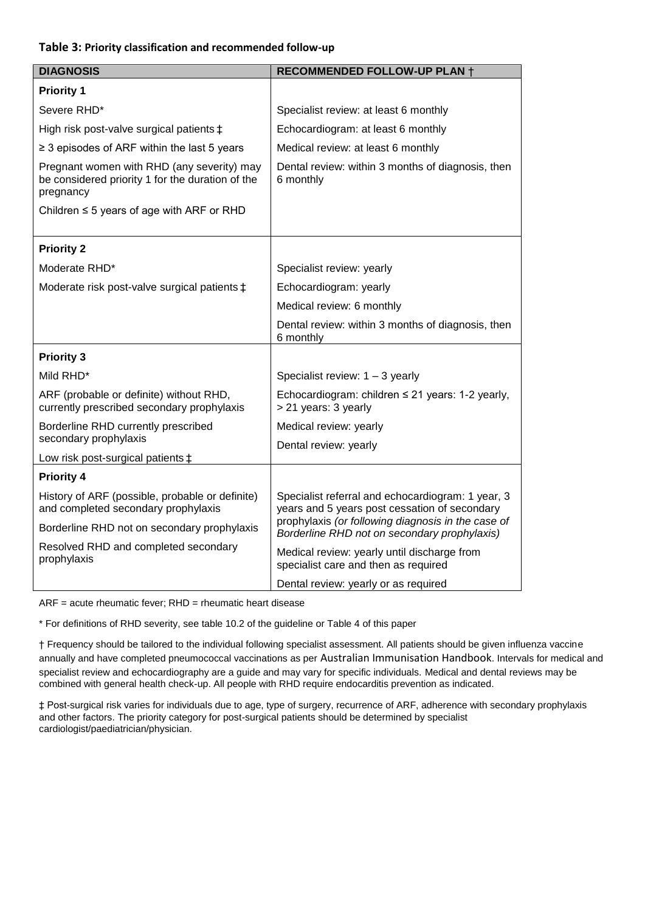**Table 3: Priority classification and recommended follow-up**

| DIAGNOSIS | RECOMMENDED FOLLOW-UP PLAN † |
|---|---|
| **Priority 1** | |
| Severe RHD* | Specialist review: at least 6 monthly |
| High risk post-valve surgical patients ‡ | Echocardiogram: at least 6 monthly |
| ≥ 3 episodes of ARF within the last 5 years | Medical review: at least 6 monthly |
| Pregnant women with RHD (any severity) may be considered priority 1 for the duration of the pregnancy | Dental review: within 3 months of diagnosis, then 6 monthly |
| Children ≤ 5 years of age with ARF or RHD | |
| **Priority 2** | |
| Moderate RHD* | Specialist review: yearly |
| Moderate risk post-valve surgical patients ‡ | Echocardiogram: yearly |
| | Medical review: 6 monthly |
| | Dental review: within 3 months of diagnosis, then 6 monthly |
| **Priority 3** | |
| Mild RHD* | Specialist review: 1 – 3 yearly |
| ARF (probable or definite) without RHD, currently prescribed secondary prophylaxis | Echocardiogram: children ≤ 21 years: 1-2 yearly, > 21 years: 3 yearly |
| Borderline RHD currently prescribed secondary prophylaxis | Medical review: yearly<br>Dental review: yearly |
| Low risk post-surgical patients ‡ | |
| **Priority 4** | |
| History of ARF (possible, probable or definite) and completed secondary prophylaxis | Specialist referral and echocardiogram: 1 year, 3 years and 5 years post cessation of secondary prophylaxis *(or following diagnosis in the case of Borderline RHD not on secondary prophylaxis)* |
| Borderline RHD not on secondary prophylaxis | |
| Resolved RHD and completed secondary prophylaxis | Medical review: yearly until discharge from specialist care and then as required |
| | Dental review: yearly or as required |

ARF = acute rheumatic fever; RHD = rheumatic heart disease

\* For definitions of RHD severity, see table 10.2 of the guideline or Table 4 of this paper

† Frequency should be tailored to the individual following specialist assessment. All patients should be given influenza vaccine annually and have completed pneumococcal vaccinations as per Australian Immunisation Handbook. Intervals for medical and specialist review and echocardiography are a guide and may vary for specific individuals. Medical and dental reviews may be combined with general health check-up. All people with RHD require endocarditis prevention as indicated.

‡ Post-surgical risk varies for individuals due to age, type of surgery, recurrence of ARF, adherence with secondary prophylaxis and other factors. The priority category for post-surgical patients should be determined by specialist cardiologist/paediatrician/physician.